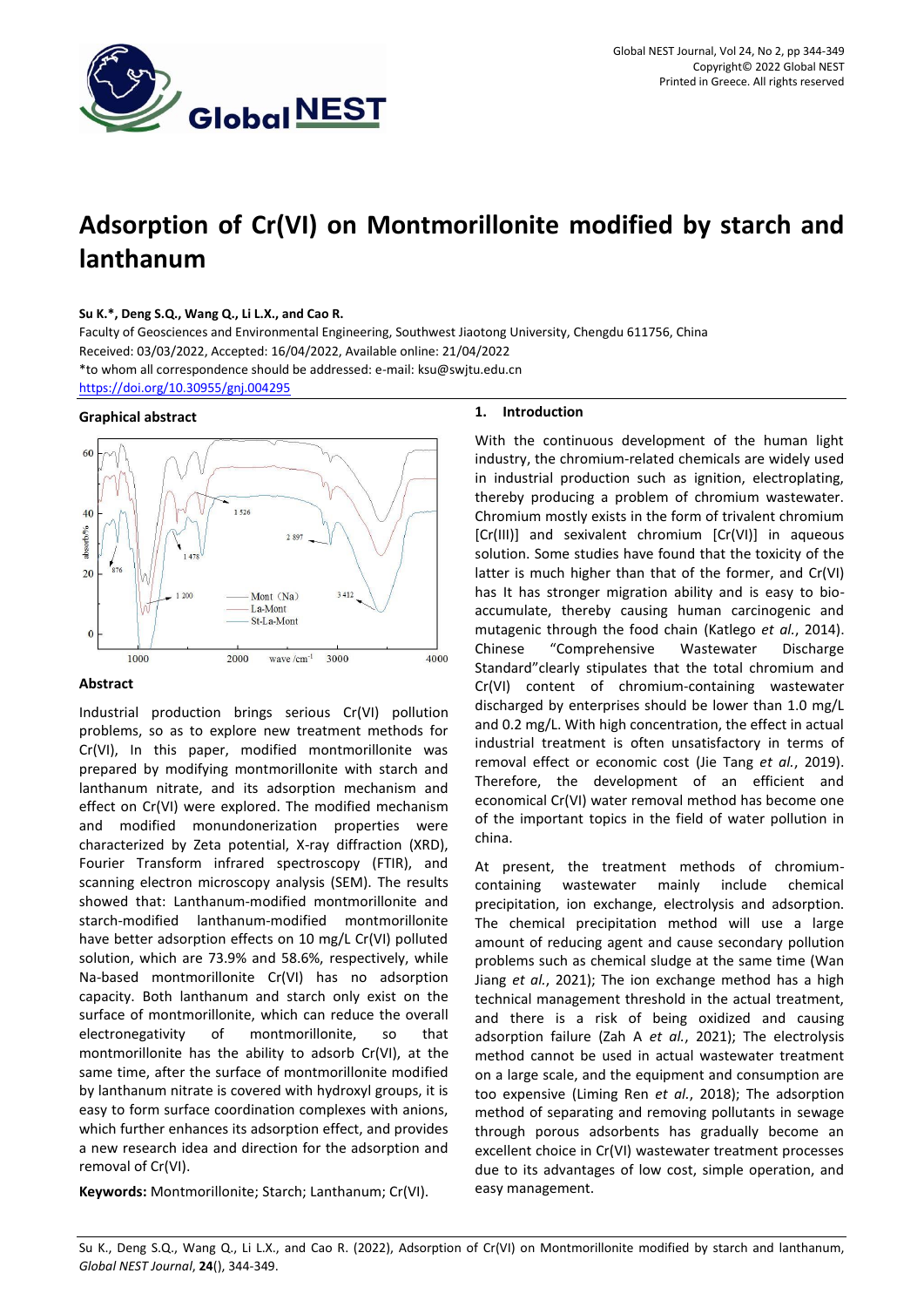# Adsorption of Cr(VI) on Montmorillonite modified by starch and lanthanum

**Su K.\*, Deng S.Q., Wang Q., Li L.X., and Cao R.**

Faculty of Geosciences and Environmental Engineering, Southwest Jiaotong University, Chengdu 611756, China

Received: 03/03/2022, Accepted: 16/04/2022, Available online: 21/04/2022

\*to whom all correspondence should be addressed: e-mail: ksu@swjtu.edu.cn

https://doi.org/10.30955/gnj.004295

### Graphical abstract

### Abstract

Industrial production brings serious Cr(VI) pollution problems, so as to explore new treatment methods for Cr(VI), In this paper, modified montmorillonite was prepared by modifying montmorillonite with starch and lanthanum nitrate, and its adsorption mechanism and effect on Cr(VI) were explored. The modified mechanism and modified monundonerization properties were characterized by Zeta potential, X-ray diffraction (XRD), Fourier Transform infrared spectroscopy (FTIR), and scanning electron microscopy analysis (SEM). The results showed that: Lanthanum-modified montmorillonite and starch-modified lanthanum-modified montmorillonite have better adsorption effects on 10 mg/L Cr(VI) polluted solution, which are 73.9% and 58.6%, respectively, while Na-based montmorillonite Cr(VI) has no adsorption capacity. Both lanthanum and starch only exist on the surface of montmorillonite, which can reduce the overall electronegativity of montmorillonite, so that montmorillonite has the ability to adsorb Cr(VI), at the same time, after the surface of montmorillonite modified by lanthanum nitrate is covered with hydroxyl groups, it is easy to form surface coordination complexes with anions, which further enhances its adsorption effect, and provides a new research idea and direction for the adsorption and removal of Cr(VI).

**Keywords:** Montmorillonite; Starch; Lanthanum; Cr(VI).

## 1. Introduction

With the continuous development of the human light industry, the chromium-related chemicals are widely used in industrial production such as ignition, electroplating, thereby producing a problem of chromium wastewater. Chromium mostly exists in the form of trivalent chromium [Cr(III)] and sexivalent chromium [Cr(VI)] in aqueous solution. Some studies have found that the toxicity of the latter is much higher than that of the former, and Cr(VI) has It has stronger migration ability and is easy to bio-accumulate, thereby causing human carcinogenic and mutagenic through the food chain (Katlego *et al.*, 2014). Chinese "Comprehensive Wastewater Discharge Standard"clearly stipulates that the total chromium and Cr(VI) content of chromium-containing wastewater discharged by enterprises should be lower than 1.0 mg/L and 0.2 mg/L. With high concentration, the effect in actual industrial treatment is often unsatisfactory in terms of removal effect or economic cost (Jie Tang *et al.*, 2019). Therefore, the development of an efficient and economical Cr(VI) water removal method has become one of the important topics in the field of water pollution in china.

At present, the treatment methods of chromium-containing wastewater mainly include chemical precipitation, ion exchange, electrolysis and adsorption. The chemical precipitation method will use a large amount of reducing agent and cause secondary pollution problems such as chemical sludge at the same time (Wan Jiang *et al.*, 2021); The ion exchange method has a high technical management threshold in the actual treatment, and there is a risk of being oxidized and causing adsorption failure (Zah A *et al.*, 2021); The electrolysis method cannot be used in actual wastewater treatment on a large scale, and the equipment and consumption are too expensive (Liming Ren *et al.*, 2018); The adsorption method of separating and removing pollutants in sewage through porous adsorbents has gradually become an excellent choice in Cr(VI) wastewater treatment processes due to its advantages of low cost, simple operation, and easy management.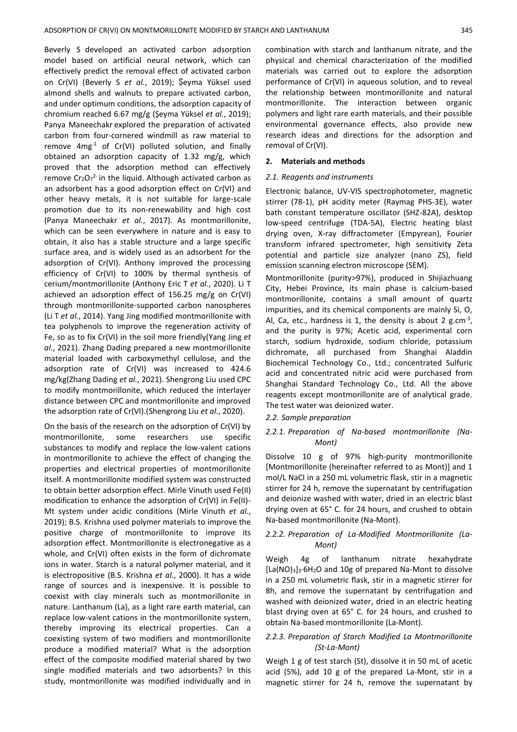Beverly S developed an activated carbon adsorption model based on artificial neural network, which can effectively predict the removal effect of activated carbon on Cr(VI) (Beverly S *et al.*, 2019); Şeyma Yüksel used almond shells and walnuts to prepare activated carbon, and under optimum conditions, the adsorption capacity of chromium reached 6.67 mg/g (Şeyma Yüksel *et al.*, 2019); Panya Maneechakr explored the preparation of activated carbon from four-cornered windmill as raw material to remove 4mg$^{-1}$ of Cr(VI) polluted solution, and finally obtained an adsorption capacity of 1.32 mg/g, which proved that the adsorption method can effectively remove $Cr_2O_7^{2-}$ in the liquid. Although activated carbon as an adsorbent has a good adsorption effect on Cr(VI) and other heavy metals, it is not suitable for large-scale promotion due to its non-renewability and high cost (Panya Maneechakr *et al.*, 2017). As montmorillonite, which can be seen everywhere in nature and is easy to obtain, it also has a stable structure and a large specific surface area, and is widely used as an adsorbent for the adsorption of Cr(VI). Anthony improved the processing efficiency of Cr(VI) to 100% by thermal synthesis of cerium/montmorillonite (Anthony Eric T *et al.*, 2020). Li T achieved an adsorption effect of 156.25 mg/g on Cr(VI) through montmorillonite-supported carbon nanospheres (Li T *et al.*, 2014). Yang Jing modified montmorillonite with tea polyphenols to improve the regeneration activity of Fe, so as to fix Cr(VI) in the soil more friendly(Yang Jing *et al.*, 2021). Zhang Dading prepared a new montmorillonite material loaded with carboxymethyl cellulose, and the adsorption rate of Cr(VI) was increased to 424.6 mg/kg(Zhang Dading *et al.*, 2021). Shengrong Liu used CPC to modify montmorillonite, which reduced the interlayer distance between CPC and montmorillonite and improved the adsorption rate of Cr(VI).(Shengrong Liu *et al.*, 2020).

On the basis of the research on the adsorption of Cr(VI) by montmorillonite, some researchers use specific substances to modify and replace the low-valent cations in montmorillonite to achieve the effect of changing the properties and electrical properties of montmorillonite itself. A montmorillonite modified system was constructed to obtain better adsorption effect. Mirle Vinuth used Fe(II) modification to enhance the adsorption of Cr(VI) in Fe(II)-Mt system under acidic conditions (Mirle Vinuth *et al.*, 2019); B.S. Krishna used polymer materials to improve the positive charge of montmorillonite to improve its adsorption effect. Montmorillonite is electronegative as a whole, and Cr(VI) often exists in the form of dichromate ions in water. Starch is a natural polymer material, and it is electropositive (B.S. Krishna *et al.*, 2000). It has a wide range of sources and is inexpensive. It is possible to coexist with clay minerals such as montmorillonite in nature. Lanthanum (La), as a light rare earth material, can replace low-valent cations in the montmorillonite system, thereby improving its electrical properties. Can a coexisting system of two modifiers and montmorillonite produce a modified material? What is the adsorption effect of the composite modified material shared by two single modified materials and two adsorbents? In this study, montmorillonite was modified individually and in combination with starch and lanthanum nitrate, and the physical and chemical characterization of the modified materials was carried out to explore the adsorption performance of Cr(VI) in aqueous solution, and to reveal the relationship between montmorillonite and natural montmorillonite. The interaction between organic polymers and light rare earth materials, and their possible environmental governance effects, also provide new research ideas and directions for the adsorption and removal of Cr(VI).

## 2. Materials and methods

### *2.1. Reagents and instruments*

Electronic balance, UV-VIS spectrophotometer, magnetic stirrer (78-1), pH acidity meter (Raymag PHS-3E), water bath constant temperature oscillator (SHZ-82A), desktop low-speed centrifuge (TDA-5A), Electric heating blast drying oven, X-ray diffractometer (Empyrean), Fourier transform infrared spectrometer, high sensitivity Zeta potential and particle size analyzer (nano ZS), field emission scanning electron microscope (SEM).

Montmorillonite (purity>97%), produced in Shijiazhuang City, Hebei Province, its main phase is calcium-based montmorillonite, contains a small amount of quartz impurities, and its chemical components are mainly Si, O, Al, Ca, etc., hardness is 1, the density is about 2 g.cm$^{-3}$, and the purity is 97%; Acetic acid, experimental corn starch, sodium hydroxide, sodium chloride, potassium dichromate, all purchased from Shanghai Aladdin Biochemical Technology Co., Ltd.; concentrated Sulfuric acid and concentrated nitric acid were purchased from Shanghai Standard Technology Co., Ltd. All the above reagents except montmorillonite are of analytical grade. The test water was deionized water.

### *2.2. Sample preparation*

#### *2.2.1. Preparation of Na-based montmorillonite (Na-Mont)*

Dissolve 10 g of 97% high-purity montmorillonite [Montmorillonite (hereinafter referred to as Mont)] and 1 mol/L NaCl in a 250 mL volumetric flask, stir in a magnetic stirrer for 24 h, remove the supernatant by centrifugation and deionize washed with water, dried in an electric blast drying oven at 65° C. for 24 hours, and crushed to obtain Na-based montmorillonite (Na-Mont).

#### *2.2.2. Preparation of La-Modified Montmorillonite (La-Mont)*

Weigh 4g of lanthanum nitrate hexahydrate $[La(NO)_3]_3 \cdot 6H_2O$ and 10g of prepared Na-Mont to dissolve in a 250 mL volumetric flask, stir in a magnetic stirrer for 8h, and remove the supernatant by centrifugation and washed with deionized water, dried in an electric heating blast drying oven at 65° C. for 24 hours, and crushed to obtain Na-based montmorillonite (La-Mont).

#### *2.2.3. Preparation of Starch Modified La Montmorillonite (St-La-Mont)*

Weigh 1 g of test starch (St), dissolve it in 50 mL of acetic acid (5%), add 10 g of the prepared La-Mont, stir in a magnetic stirrer for 24 h, remove the supernatant by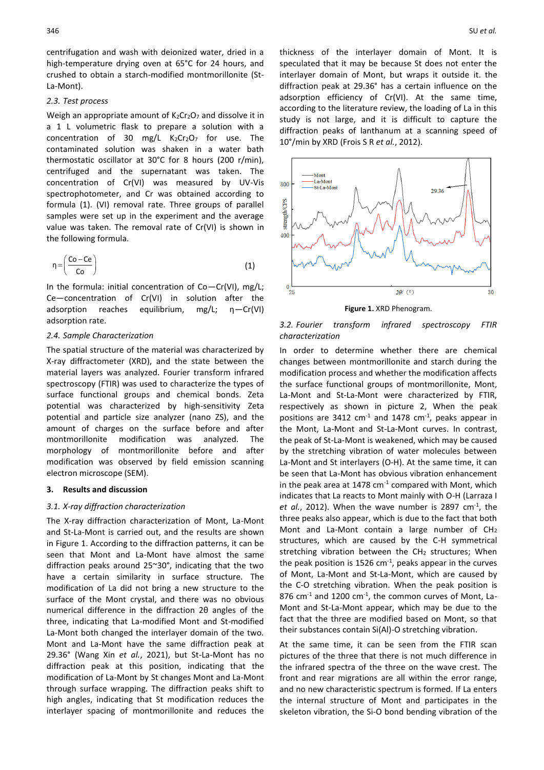centrifugation and wash with deionized water, dried in a high-temperature drying oven at 65°C for 24 hours, and crushed to obtain a starch-modified montmorillonite (St-La-Mont).

### 2.3. Test process

Weigh an appropriate amount of $K_2Cr_2O_7$ and dissolve it in a 1 L volumetric flask to prepare a solution with a concentration of 30 mg/L $K_2Cr_2O_7$ for use. The contaminated solution was shaken in a water bath thermostatic oscillator at 30°C for 8 hours (200 r/min), centrifuged and the supernatant was taken. The concentration of Cr(VI) was measured by UV-Vis spectrophotometer, and Cr was obtained according to formula (1). (VI) removal rate. Three groups of parallel samples were set up in the experiment and the average value was taken. The removal rate of Cr(VI) is shown in the following formula.

$$\eta = \left(\frac{Co - Ce}{Co}\right) \tag{1}$$

In the formula: initial concentration of Co—Cr(VI), mg/L; Ce—concentration of Cr(VI) in solution after the adsorption reaches equilibrium, mg/L; η—Cr(VI) adsorption rate.

### 2.4. Sample Characterization

The spatial structure of the material was characterized by X-ray diffractometer (XRD), and the state between the material layers was analyzed. Fourier transform infrared spectroscopy (FTIR) was used to characterize the types of surface functional groups and chemical bonds. Zeta potential was characterized by high-sensitivity Zeta potential and particle size analyzer (nano ZS), and the amount of charges on the surface before and after montmorillonite modification was analyzed. The morphology of montmorillonite before and after modification was observed by field emission scanning electron microscope (SEM).

## 3. Results and discussion

### 3.1. X-ray diffraction characterization

The X-ray diffraction characterization of Mont, La-Mont and St-La-Mont is carried out, and the results are shown in Figure 1. According to the diffraction patterns, it can be seen that Mont and La-Mont have almost the same diffraction peaks around 25~30°, indicating that the two have a certain similarity in surface structure. The modification of La did not bring a new structure to the surface of the Mont crystal, and there was no obvious numerical difference in the diffraction 2θ angles of the three, indicating that La-modified Mont and St-modified La-Mont both changed the interlayer domain of the two. Mont and La-Mont have the same diffraction peak at 29.36° (Wang Xin *et al.*, 2021), but St-La-Mont has no diffraction peak at this position, indicating that the modification of La-Mont by St changes Mont and La-Mont through surface wrapping. The diffraction peaks shift to high angles, indicating that St modification reduces the interlayer spacing of montmorillonite and reduces the thickness of the interlayer domain of Mont. It is speculated that it may be because St does not enter the interlayer domain of Mont, but wraps it outside it. the diffraction peak at 29.36° has a certain influence on the adsorption efficiency of Cr(VI). At the same time, according to the literature review, the loading of La in this study is not large, and it is difficult to capture the diffraction peaks of lanthanum at a scanning speed of 10°/min by XRD (Frois S R *et al.*, 2012).

**Figure 1.** XRD Phenogram.

### 3.2. Fourier transform infrared spectroscopy FTIR characterization

In order to determine whether there are chemical changes between montmorillonite and starch during the modification process and whether the modification affects the surface functional groups of montmorillonite, Mont, La-Mont and St-La-Mont were characterized by FTIR, respectively as shown in picture 2, When the peak positions are 3412 $cm^{-1}$ and 1478 $cm^{-1}$, peaks appear in the Mont, La-Mont and St-La-Mont curves. In contrast, the peak of St-La-Mont is weakened, which may be caused by the stretching vibration of water molecules between La-Mont and St interlayers (O-H). At the same time, it can be seen that La-Mont has obvious vibration enhancement in the peak area at 1478 $cm^{-1}$ compared with Mont, which indicates that La reacts to Mont mainly with O-H (Larraza I *et al.*, 2012). When the wave number is 2897 $cm^{-1}$, the three peaks also appear, which is due to the fact that both Mont and La-Mont contain a large number of $CH_2$ structures, which are caused by the C-H symmetrical stretching vibration between the $CH_2$ structures; When the peak position is 1526 $cm^{-1}$, peaks appear in the curves of Mont, La-Mont and St-La-Mont, which are caused by the C-O stretching vibration. When the peak position is 876 $cm^{-1}$ and 1200 $cm^{-1}$, the common curves of Mont, La-Mont and St-La-Mont appear, which may be due to the fact that the three are modified based on Mont, so that their substances contain Si(Al)-O stretching vibration.

At the same time, it can be seen from the FTIR scan pictures of the three that there is not much difference in the infrared spectra of the three on the wave crest. The front and rear migrations are all within the error range, and no new characteristic spectrum is formed. If La enters the internal structure of Mont and participates in the skeleton vibration, the Si-O bond bending vibration of the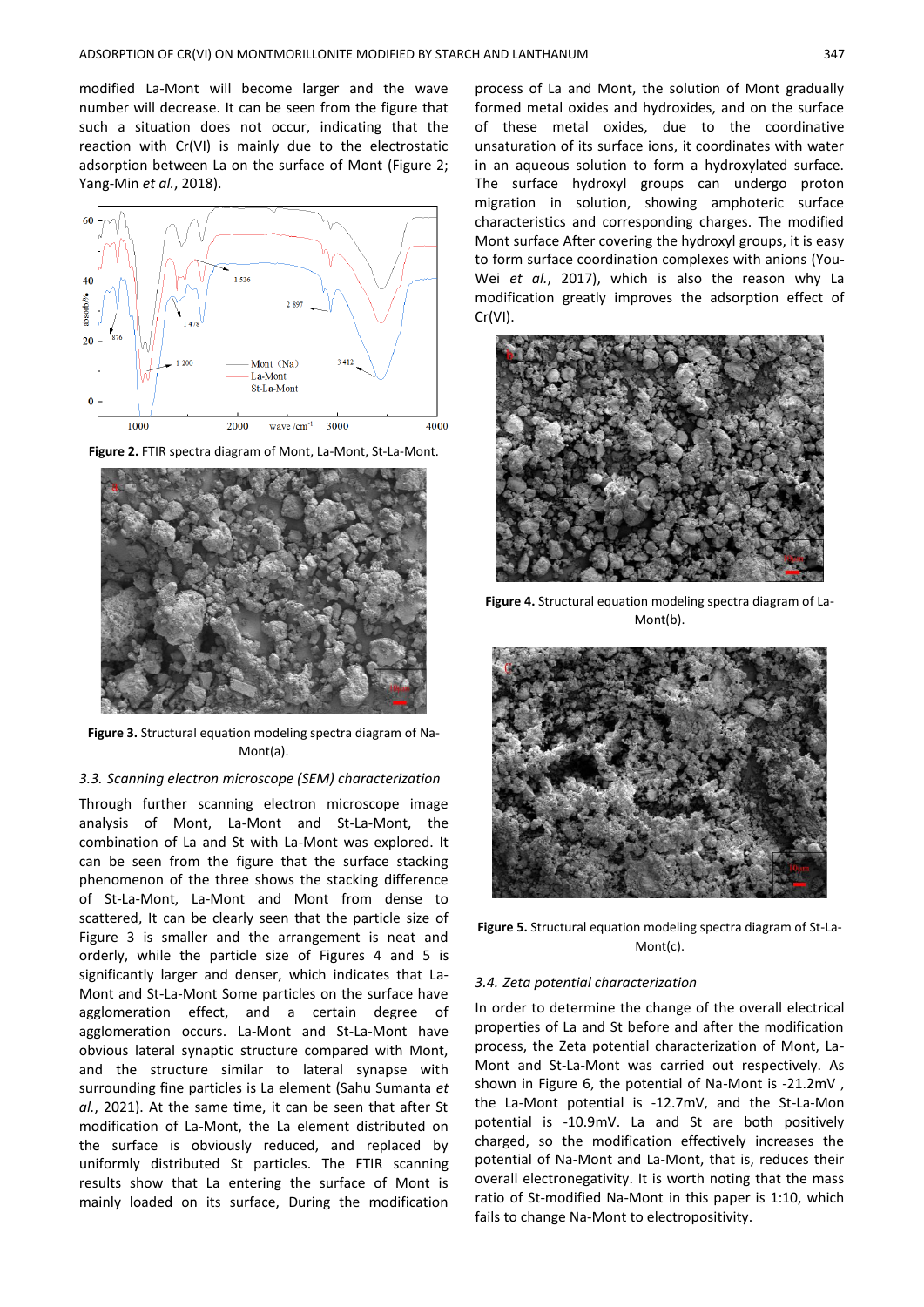modified La-Mont will become larger and the wave number will decrease. It can be seen from the figure that such a situation does not occur, indicating that the reaction with Cr(VI) is mainly due to the electrostatic adsorption between La on the surface of Mont (Figure 2; Yang-Min *et al.*, 2018).

**Figure 2.** FTIR spectra diagram of Mont, La-Mont, St-La-Mont.

**Figure 3.** Structural equation modeling spectra diagram of Na-Mont(a).

### *3.3. Scanning electron microscope (SEM) characterization*

Through further scanning electron microscope image analysis of Mont, La-Mont and St-La-Mont, the combination of La and St with La-Mont was explored. It can be seen from the figure that the surface stacking phenomenon of the three shows the stacking difference of St-La-Mont, La-Mont and Mont from dense to scattered, It can be clearly seen that the particle size of Figure 3 is smaller and the arrangement is neat and orderly, while the particle size of Figures 4 and 5 is significantly larger and denser, which indicates that La-Mont and St-La-Mont Some particles on the surface have agglomeration effect, and a certain degree of agglomeration occurs. La-Mont and St-La-Mont have obvious lateral synaptic structure compared with Mont, and the structure similar to lateral synapse with surrounding fine particles is La element (Sahu Sumanta *et al.*, 2021). At the same time, it can be seen that after St modification of La-Mont, the La element distributed on the surface is obviously reduced, and replaced by uniformly distributed St particles. The FTIR scanning results show that La entering the surface of Mont is mainly loaded on its surface, During the modification process of La and Mont, the solution of Mont gradually formed metal oxides and hydroxides, and on the surface of these metal oxides, due to the coordinative unsaturation of its surface ions, it coordinates with water in an aqueous solution to form a hydroxylated surface. The surface hydroxyl groups can undergo proton migration in solution, showing amphoteric surface characteristics and corresponding charges. The modified Mont surface After covering the hydroxyl groups, it is easy to form surface coordination complexes with anions (You-Wei *et al.*, 2017), which is also the reason why La modification greatly improves the adsorption effect of Cr(VI).

**Figure 4.** Structural equation modeling spectra diagram of La-Mont(b).

**Figure 5.** Structural equation modeling spectra diagram of St-La-Mont(c).

### *3.4. Zeta potential characterization*

In order to determine the change of the overall electrical properties of La and St before and after the modification process, the Zeta potential characterization of Mont, La-Mont and St-La-Mont was carried out respectively. As shown in Figure 6, the potential of Na-Mont is -21.2mV , the La-Mont potential is -12.7mV, and the St-La-Mon potential is -10.9mV. La and St are both positively charged, so the modification effectively increases the potential of Na-Mont and La-Mont, that is, reduces their overall electronegativity. It is worth noting that the mass ratio of St-modified Na-Mont in this paper is 1:10, which fails to change Na-Mont to electropositivity.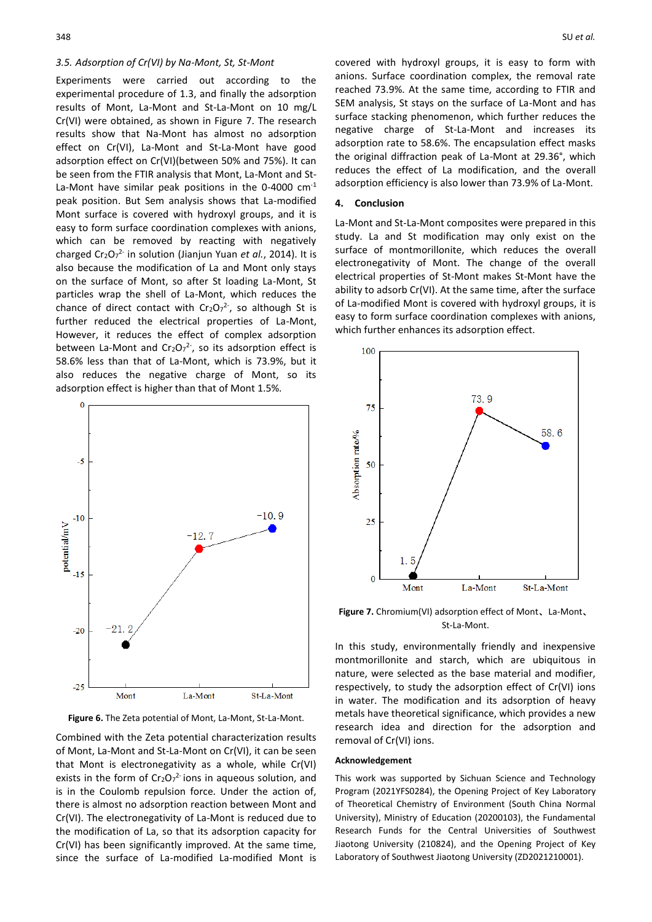### 3.5. Adsorption of Cr(VI) by Na-Mont, St, St-Mont

Experiments were carried out according to the experimental procedure of 1.3, and finally the adsorption results of Mont, La-Mont and St-La-Mont on 10 mg/L Cr(VI) were obtained, as shown in Figure 7. The research results show that Na-Mont has almost no adsorption effect on Cr(VI), La-Mont and St-La-Mont have good adsorption effect on Cr(VI)(between 50% and 75%). It can be seen from the FTIR analysis that Mont, La-Mont and St-La-Mont have similar peak positions in the 0-4000 $cm^{-1}$ peak position. But Sem analysis shows that La-modified Mont surface is covered with hydroxyl groups, and it is easy to form surface coordination complexes with anions, which can be removed by reacting with negatively charged $Cr_2O_7^{2-}$ in solution (Jianjun Yuan *et al.*, 2014). It is also because the modification of La and Mont only stays on the surface of Mont, so after St loading La-Mont, St particles wrap the shell of La-Mont, which reduces the chance of direct contact with $Cr_2O_7^{2-}$, so although St is further reduced the electrical properties of La-Mont, However, it reduces the effect of complex adsorption between La-Mont and $Cr_2O_7^{2-}$, so its adsorption effect is 58.6% less than that of La-Mont, which is 73.9%, but it also reduces the negative charge of Mont, so its adsorption effect is higher than that of Mont 1.5%.

**Figure 6.** The Zeta potential of Mont, La-Mont, St-La-Mont.

Combined with the Zeta potential characterization results of Mont, La-Mont and St-La-Mont on Cr(VI), it can be seen that Mont is electronegativity as a whole, while Cr(VI) exists in the form of $Cr_2O_7^{2-}$ ions in aqueous solution, and is in the Coulomb repulsion force. Under the action of, there is almost no adsorption reaction between Mont and Cr(VI). The electronegativity of La-Mont is reduced due to the modification of La, so that its adsorption capacity for Cr(VI) has been significantly improved. At the same time, since the surface of La-modified La-modified Mont is covered with hydroxyl groups, it is easy to form with anions. Surface coordination complex, the removal rate reached 73.9%. At the same time, according to FTIR and SEM analysis, St stays on the surface of La-Mont and has surface stacking phenomenon, which further reduces the negative charge of St-La-Mont and increases its adsorption rate to 58.6%. The encapsulation effect masks the original diffraction peak of La-Mont at 29.36°, which reduces the effect of La modification, and the overall adsorption efficiency is also lower than 73.9% of La-Mont.

## 4. Conclusion

La-Mont and St-La-Mont composites were prepared in this study. La and St modification may only exist on the surface of montmorillonite, which reduces the overall electronegativity of Mont. The change of the overall electrical properties of St-Mont makes St-Mont have the ability to adsorb Cr(VI). At the same time, after the surface of La-modified Mont is covered with hydroxyl groups, it is easy to form surface coordination complexes with anions, which further enhances its adsorption effect.

**Figure 7.** Chromium(VI) adsorption effect of Mont、La-Mont、St-La-Mont.

In this study, environmentally friendly and inexpensive montmorillonite and starch, which are ubiquitous in nature, were selected as the base material and modifier, respectively, to study the adsorption effect of Cr(VI) ions in water. The modification and its adsorption of heavy metals have theoretical significance, which provides a new research idea and direction for the adsorption and removal of Cr(VI) ions.

#### Acknowledgement

This work was supported by Sichuan Science and Technology Program (2021YFS0284), the Opening Project of Key Laboratory of Theoretical Chemistry of Environment (South China Normal University), Ministry of Education (20200103), the Fundamental Research Funds for the Central Universities of Southwest Jiaotong University (210824), and the Opening Project of Key Laboratory of Southwest Jiaotong University (ZD2021210001).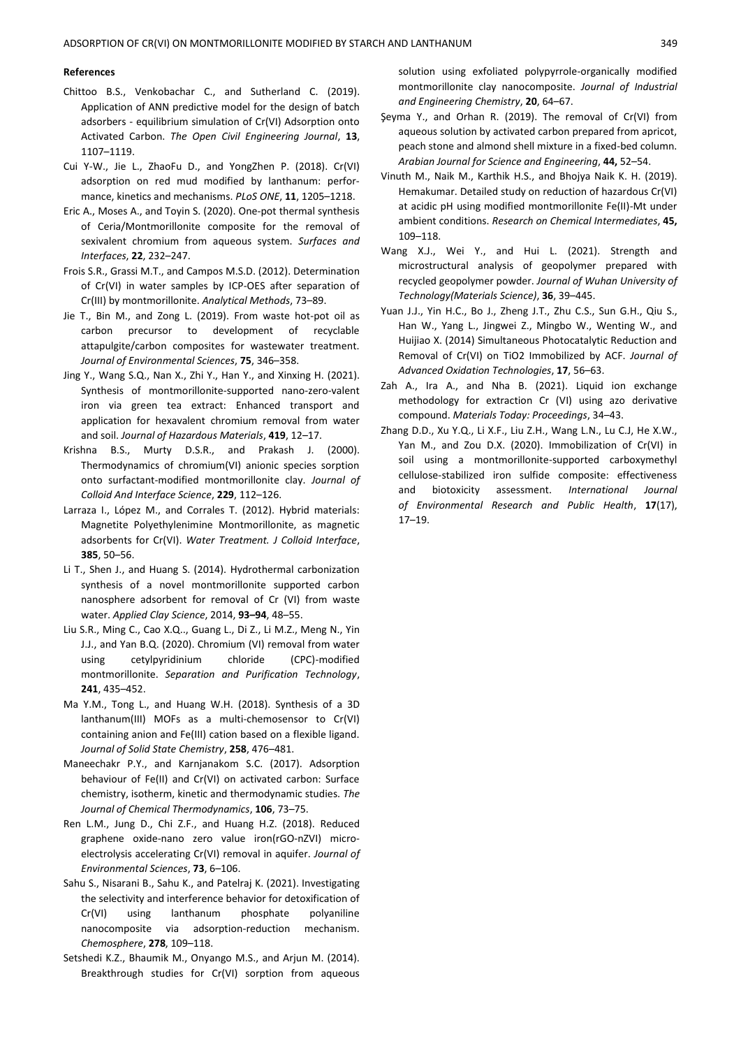#### References

Chittoo B.S., Venkobachar C., and Sutherland C. (2019). Application of ANN predictive model for the design of batch adsorbers - equilibrium simulation of Cr(VI) Adsorption onto Activated Carbon. *The Open Civil Engineering Journal*, **13**, 1107–1119.

Cui Y-W., Jie L., ZhaoFu D., and YongZhen P. (2018). Cr(VI) adsorption on red mud modified by lanthanum: performance, kinetics and mechanisms. *PLoS ONE*, **11**, 1205–1218.

Eric A., Moses A., and Toyin S. (2020). One-pot thermal synthesis of Ceria/Montmorillonite composite for the removal of sexivalent chromium from aqueous system. *Surfaces and Interfaces*, **22**, 232–247.

Frois S.R., Grassi M.T., and Campos M.S.D. (2012). Determination of Cr(VI) in water samples by ICP-OES after separation of Cr(III) by montmorillonite. *Analytical Methods*, 73–89.

Jie T., Bin M., and Zong L. (2019). From waste hot-pot oil as carbon precursor to development of recyclable attapulgite/carbon composites for wastewater treatment. *Journal of Environmental Sciences*, **75**, 346–358.

Jing Y., Wang S.Q., Nan X., Zhi Y., Han Y., and Xinxing H. (2021). Synthesis of montmorillonite-supported nano-zero-valent iron via green tea extract: Enhanced transport and application for hexavalent chromium removal from water and soil. *Journal of Hazardous Materials*, **419**, 12–17.

Krishna B.S., Murty D.S.R., and Prakash J. (2000). Thermodynamics of chromium(VI) anionic species sorption onto surfactant-modified montmorillonite clay. *Journal of Colloid And Interface Science*, **229**, 112–126.

Larraza I., López M., and Corrales T. (2012). Hybrid materials: Magnetite Polyethylenimine Montmorillonite, as magnetic adsorbents for Cr(VI). *Water Treatment. J Colloid Interface*, **385**, 50–56.

Li T., Shen J., and Huang S. (2014). Hydrothermal carbonization synthesis of a novel montmorillonite supported carbon nanosphere adsorbent for removal of Cr (VI) from waste water. *Applied Clay Science*, 2014, **93–94**, 48–55.

Liu S.R., Ming C., Cao X.Q.., Guang L., Di Z., Li M.Z., Meng N., Yin J.J., and Yan B.Q. (2020). Chromium (VI) removal from water using cetylpyridinium chloride (CPC)-modified montmorillonite. *Separation and Purification Technology*, **241**, 435–452.

Ma Y.M., Tong L., and Huang W.H. (2018). Synthesis of a 3D lanthanum(III) MOFs as a multi-chemosensor to Cr(VI) containing anion and Fe(III) cation based on a flexible ligand. *Journal of Solid State Chemistry*, **258**, 476–481.

Maneechakr P.Y., and Karnjanakom S.C. (2017). Adsorption behaviour of Fe(II) and Cr(VI) on activated carbon: Surface chemistry, isotherm, kinetic and thermodynamic studies. *The Journal of Chemical Thermodynamics*, **106**, 73–75.

Ren L.M., Jung D., Chi Z.F., and Huang H.Z. (2018). Reduced graphene oxide-nano zero value iron(rGO-nZVI) micro-electrolysis accelerating Cr(VI) removal in aquifer. *Journal of Environmental Sciences*, **73**, 6–106.

Sahu S., Nisarani B., Sahu K., and Patelraj K. (2021). Investigating the selectivity and interference behavior for detoxification of Cr(VI) using lanthanum phosphate polyaniline nanocomposite via adsorption-reduction mechanism. *Chemosphere*, **278**, 109–118.

Setshedi K.Z., Bhaumik M., Onyango M.S., and Arjun M. (2014). Breakthrough studies for Cr(VI) sorption from aqueous solution using exfoliated polypyrrole-organically modified montmorillonite clay nanocomposite. *Journal of Industrial and Engineering Chemistry*, **20**, 64–67.

Şeyma Y., and Orhan R. (2019). The removal of Cr(VI) from aqueous solution by activated carbon prepared from apricot, peach stone and almond shell mixture in a fixed-bed column. *Arabian Journal for Science and Engineering*, **44,** 52–54.

Vinuth M., Naik M., Karthik H.S., and Bhojya Naik K. H. (2019). Hemakumar. Detailed study on reduction of hazardous Cr(VI) at acidic pH using modified montmorillonite Fe(II)-Mt under ambient conditions. *Research on Chemical Intermediates*, **45,** 109–118.

Wang X.J., Wei Y., and Hui L. (2021). Strength and microstructural analysis of geopolymer prepared with recycled geopolymer powder. *Journal of Wuhan University of Technology(Materials Science)*, **36**, 39–445.

Yuan J.J., Yin H.C., Bo J., Zheng J.T., Zhu C.S., Sun G.H., Qiu S., Han W., Yang L., Jingwei Z., Mingbo W., Wenting W., and Huijiao X. (2014) Simultaneous Photocatalytic Reduction and Removal of Cr(VI) on TiO2 Immobilized by ACF. *Journal of Advanced Oxidation Technologies*, **17**, 56–63.

Zah A., Ira A., and Nha B. (2021). Liquid ion exchange methodology for extraction Cr (VI) using azo derivative compound. *Materials Today: Proceedings*, 34–43.

Zhang D.D., Xu Y.Q., Li X.F., Liu Z.H., Wang L.N., Lu C.J, He X.W., Yan M., and Zou D.X. (2020). Immobilization of Cr(VI) in soil using a montmorillonite-supported carboxymethyl cellulose-stabilized iron sulfide composite: effectiveness and biotoxicity assessment. *International Journal of Environmental Research and Public Health*, **17**(17), 17–19.